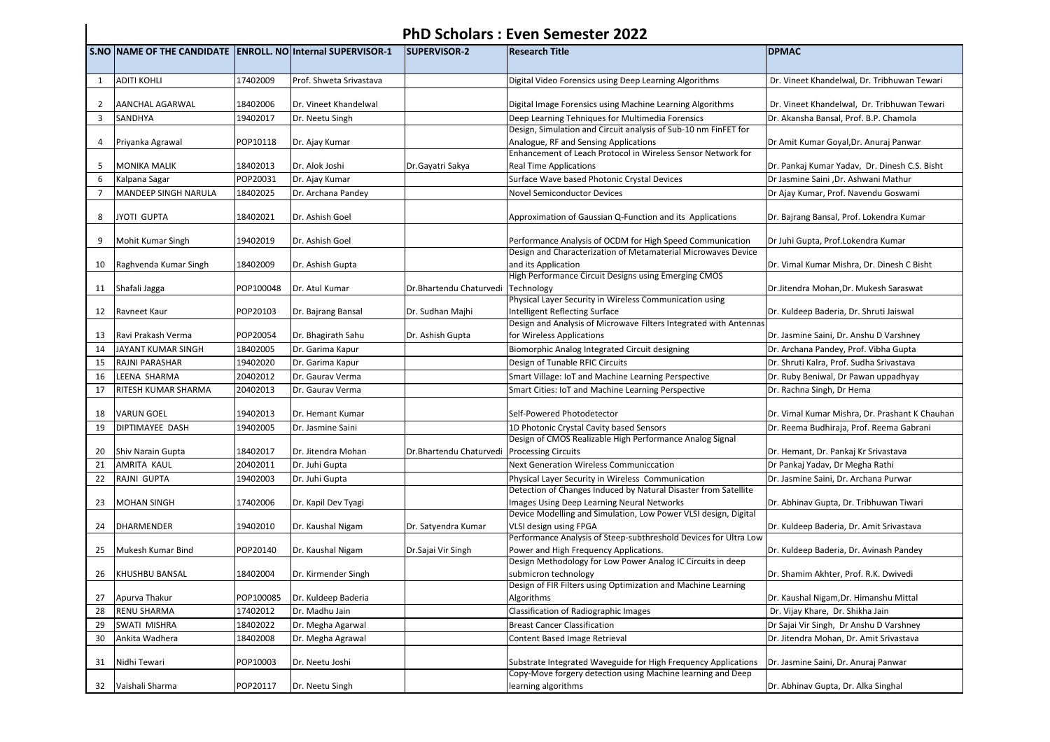# PhD Scholars : Even Semester 2022

| S.NO | NAME OF THE CANDIDATE | ENROLL. NO | Internal SUPERVISOR-1 | SUPERVISOR-2 | Research Title | DPMAC |
|---|---|---|---|---|---|---|
| 1 | ADITI KOHLI | 17402009 | Prof. Shweta Srivastava | | Digital Video Forensics using Deep Learning Algorithms | Dr. Vineet Khandelwal, Dr. Tribhuwan Tewari |
| 2 | AANCHAL AGARWAL | 18402006 | Dr. Vineet Khandelwal | | Digital Image Forensics using Machine Learning Algorithms | Dr. Vineet Khandelwal, Dr. Tribhuwan Tewari |
| 3 | SANDHYA | 19402017 | Dr. Neetu Singh | | Deep Learning Tehniques for Multimedia Forensics | Dr. Akansha Bansal, Prof. B.P. Chamola |
| 4 | Priyanka Agrawal | POP10118 | Dr. Ajay Kumar | | Design, Simulation and Circuit analysis of Sub-10 nm FinFET for Analogue, RF and Sensing Applications | Dr Amit Kumar Goyal,Dr. Anuraj Panwar |
| 5 | MONIKA MALIK | 18402013 | Dr. Alok Joshi | Dr.Gayatri Sakya | Enhancement of Leach Protocol in Wireless Sensor Network for Real Time Applications | Dr. Pankaj Kumar Yadav, Dr. Dinesh C.S. Bisht |
| 6 | Kalpana Sagar | POP20031 | Dr. Ajay Kumar | | Surface Wave based Photonic Crystal Devices | Dr Jasmine Saini ,Dr. Ashwani Mathur |
| 7 | MANDEEP SINGH NARULA | 18402025 | Dr. Archana Pandey | | Novel Semiconductor Devices | Dr Ajay Kumar, Prof. Navendu Goswami |
| 8 | JYOTI GUPTA | 18402021 | Dr. Ashish Goel | | Approximation of Gaussian Q-Function and its Applications | Dr. Bajrang Bansal, Prof. Lokendra Kumar |
| 9 | Mohit Kumar Singh | 19402019 | Dr. Ashish Goel | | Performance Analysis of OCDM for High Speed Communication | Dr Juhi Gupta, Prof.Lokendra Kumar |
| 10 | Raghvenda Kumar Singh | 18402009 | Dr. Ashish Gupta | | Design and Characterization of Metamaterial Microwaves Device and its Application | Dr. Vimal Kumar Mishra, Dr. Dinesh C Bisht |
| 11 | Shafali Jagga | POP100048 | Dr. Atul Kumar | Dr.Bhartendu Chaturvedi | High Performance Circuit Designs using Emerging CMOS Technology | Dr.Jitendra Mohan,Dr. Mukesh Saraswat |
| 12 | Ravneet Kaur | POP20103 | Dr. Bajrang Bansal | Dr. Sudhan Majhi | Physical Layer Security in Wireless Communication using Intelligent Reflecting Surface | Dr. Kuldeep Baderia, Dr. Shruti Jaiswal |
| 13 | Ravi Prakash Verma | POP20054 | Dr. Bhagirath Sahu | Dr. Ashish Gupta | Design and Analysis of Microwave Filters Integrated with Antennas for Wireless Applications | Dr. Jasmine Saini, Dr. Anshu D Varshney |
| 14 | JAYANT KUMAR SINGH | 18402005 | Dr. Garima Kapur | | Biomorphic Analog Integrated Circuit designing | Dr. Archana Pandey, Prof. Vibha Gupta |
| 15 | RAJNI PARASHAR | 19402020 | Dr. Garima Kapur | | Design of Tunable RFIC Circuits | Dr. Shruti Kalra, Prof. Sudha Srivastava |
| 16 | LEENA SHARMA | 20402012 | Dr. Gaurav Verma | | Smart Village: IoT and Machine Learning Perspective | Dr. Ruby Beniwal, Dr Pawan uppadhyay |
| 17 | RITESH KUMAR SHARMA | 20402013 | Dr. Gaurav Verma | | Smart Cities: IoT and Machine Learning Perspective | Dr. Rachna Singh, Dr Hema |
| 18 | VARUN GOEL | 19402013 | Dr. Hemant Kumar | | Self-Powered Photodetector | Dr. Vimal Kumar Mishra, Dr. Prashant K Chauhan |
| 19 | DIPTIMAYEE DASH | 19402005 | Dr. Jasmine Saini | | 1D Photonic Crystal Cavity based Sensors | Dr. Reema Budhiraja, Prof. Reema Gabrani |
| 20 | Shiv Narain Gupta | 18402017 | Dr. Jitendra Mohan | Dr.Bhartendu Chaturvedi | Design of CMOS Realizable High Performance Analog Signal Processing Circuits | Dr. Hemant, Dr. Pankaj Kr Srivastava |
| 21 | AMRITA KAUL | 20402011 | Dr. Juhi Gupta | | Next Generation Wireless Communiccation | Dr Pankaj Yadav, Dr Megha Rathi |
| 22 | RAJNI GUPTA | 19402003 | Dr. Juhi Gupta | | Physical Layer Security in Wireless Communication | Dr. Jasmine Saini, Dr. Archana Purwar |
| 23 | MOHAN SINGH | 17402006 | Dr. Kapil Dev Tyagi | | Detection of Changes Induced by Natural Disaster from Satellite Images Using Deep Learning Neural Networks | Dr. Abhinav Gupta, Dr. Tribhuwan Tiwari |
| 24 | DHARMENDER | 19402010 | Dr. Kaushal Nigam | Dr. Satyendra Kumar | Device Modelling and Simulation, Low Power VLSI design, Digital VLSI design using FPGA | Dr. Kuldeep Baderia, Dr. Amit Srivastava |
| 25 | Mukesh Kumar Bind | POP20140 | Dr. Kaushal Nigam | Dr.Sajai Vir Singh | Performance Analysis of Steep-subthreshold Devices for Ultra Low Power and High Frequency Applications. | Dr. Kuldeep Baderia, Dr. Avinash Pandey |
| 26 | KHUSHBU BANSAL | 18402004 | Dr. Kirmender Singh | | Design Methodology for Low Power Analog IC Circuits in deep submicron technology | Dr. Shamim Akhter, Prof. R.K. Dwivedi |
| 27 | Apurva Thakur | POP100085 | Dr. Kuldeep Baderia | | Design of FIR Filters using Optimization and Machine Learning Algorithms | Dr. Kaushal Nigam,Dr. Himanshu Mittal |
| 28 | RENU SHARMA | 17402012 | Dr. Madhu Jain | | Classification of Radiographic Images | Dr. Vijay Khare, Dr. Shikha Jain |
| 29 | SWATI MISHRA | 18402022 | Dr. Megha Agarwal | | Breast Cancer Classification | Dr Sajai Vir Singh, Dr Anshu D Varshney |
| 30 | Ankita Wadhera | 18402008 | Dr. Megha Agrawal | | Content Based Image Retrieval | Dr. Jitendra Mohan, Dr. Amit Srivastava |
| 31 | Nidhi Tewari | POP10003 | Dr. Neetu Joshi | | Substrate Integrated Waveguide for High Frequency Applications | Dr. Jasmine Saini, Dr. Anuraj Panwar |
| 32 | Vaishali Sharma | POP20117 | Dr. Neetu Singh | | Copy-Move forgery detection using Machine learning and Deep learning algorithms | Dr. Abhinav Gupta, Dr. Alka Singhal |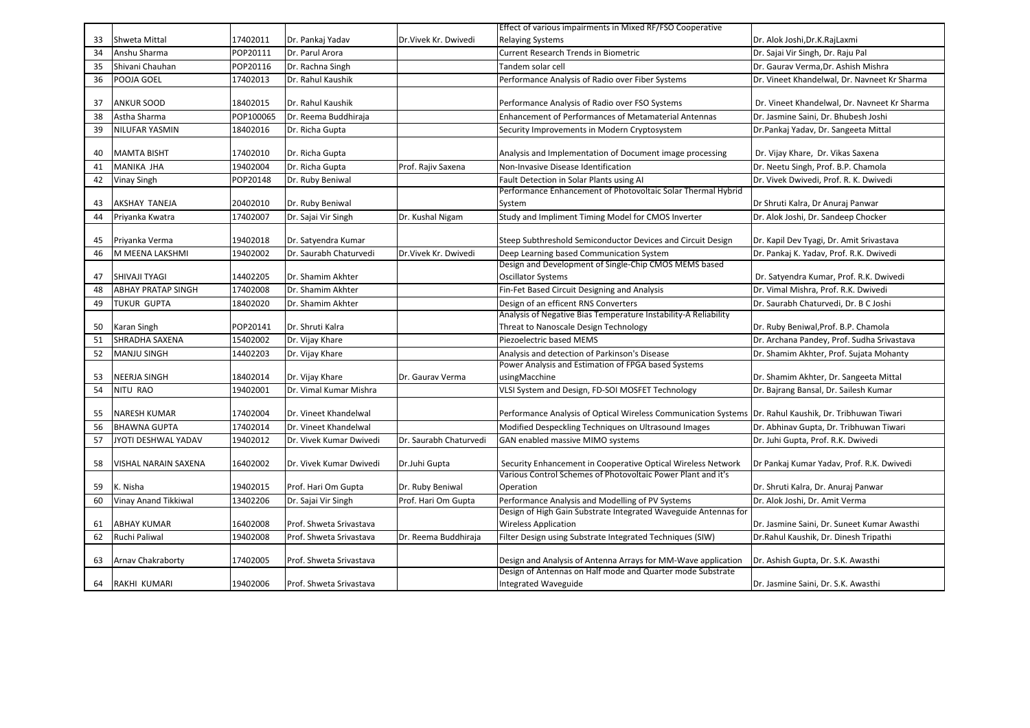| | | | | | | |
|---|---|---|---|---|---|---|
| 33 | Shweta Mittal | 17402011 | Dr. Pankaj Yadav | Dr.Vivek Kr. Dwivedi | Effect of various impairments in Mixed RF/FSO Cooperative Relaying Systems | Dr. Alok Joshi,Dr.K.RajLaxmi |
| 34 | Anshu Sharma | POP20111 | Dr. Parul Arora | | Current Research Trends in Biometric | Dr. Sajai Vir Singh, Dr. Raju Pal |
| 35 | Shivani Chauhan | POP20116 | Dr. Rachna Singh | | Tandem solar cell | Dr. Gaurav Verma,Dr. Ashish Mishra |
| 36 | POOJA GOEL | 17402013 | Dr. Rahul Kaushik | | Performance Analysis of Radio over Fiber Systems | Dr. Vineet Khandelwal, Dr. Navneet Kr Sharma |
| 37 | ANKUR SOOD | 18402015 | Dr. Rahul Kaushik | | Performance Analysis of Radio over FSO Systems | Dr. Vineet Khandelwal, Dr. Navneet Kr Sharma |
| 38 | Astha Sharma | POP100065 | Dr. Reema Buddhiraja | | Enhancement of Performances of Metamaterial Antennas | Dr. Jasmine Saini, Dr. Bhubesh Joshi |
| 39 | NILUFAR YASMIN | 18402016 | Dr. Richa Gupta | | Security Improvements in Modern Cryptosystem | Dr.Pankaj Yadav, Dr. Sangeeta Mittal |
| 40 | MAMTA BISHT | 17402010 | Dr. Richa Gupta | | Analysis and Implementation of Document image processing | Dr. Vijay Khare, Dr. Vikas Saxena |
| 41 | MANIKA JHA | 19402004 | Dr. Richa Gupta | Prof. Rajiv Saxena | Non-Invasive Disease Identification | Dr. Neetu Singh, Prof. B.P. Chamola |
| 42 | Vinay Singh | POP20148 | Dr. Ruby Beniwal | | Fault Detection in Solar Plants using AI | Dr. Vivek Dwivedi, Prof. R. K. Dwivedi |
| 43 | AKSHAY TANEJA | 20402010 | Dr. Ruby Beniwal | | Performance Enhancement of Photovoltaic Solar Thermal Hybrid System | Dr Shruti Kalra, Dr Anuraj Panwar |
| 44 | Priyanka Kwatra | 17402007 | Dr. Sajai Vir Singh | Dr. Kushal Nigam | Study and Impliment Timing Model for CMOS Inverter | Dr. Alok Joshi, Dr. Sandeep Chocker |
| 45 | Priyanka Verma | 19402018 | Dr. Satyendra Kumar | | Steep Subthreshold Semiconductor Devices and Circuit Design | Dr. Kapil Dev Tyagi, Dr. Amit Srivastava |
| 46 | M MEENA LAKSHMI | 19402002 | Dr. Saurabh Chaturvedi | Dr.Vivek Kr. Dwivedi | Deep Learning based Communication System | Dr. Pankaj K. Yadav, Prof. R.K. Dwivedi |
| 47 | SHIVAJI TYAGI | 14402205 | Dr. Shamim Akhter | | Design and Development of Single-Chip CMOS MEMS based Oscillator Systems | Dr. Satyendra Kumar, Prof. R.K. Dwivedi |
| 48 | ABHAY PRATAP SINGH | 17402008 | Dr. Shamim Akhter | | Fin-Fet Based Circuit Designing and Analysis | Dr. Vimal Mishra, Prof. R.K. Dwivedi |
| 49 | TUKUR GUPTA | 18402020 | Dr. Shamim Akhter | | Design of an efficent RNS Converters | Dr. Saurabh Chaturvedi, Dr. B C Joshi |
| 50 | Karan Singh | POP20141 | Dr. Shruti Kalra | | Analysis of Negative Bias Temperature Instability-A Reliability Threat to Nanoscale Design Technology | Dr. Ruby Beniwal,Prof. B.P. Chamola |
| 51 | SHRADHA SAXENA | 15402002 | Dr. Vijay Khare | | Piezoelectric based MEMS | Dr. Archana Pandey, Prof. Sudha Srivastava |
| 52 | MANJU SINGH | 14402203 | Dr. Vijay Khare | | Analysis and detection of Parkinson's Disease | Dr. Shamim Akhter, Prof. Sujata Mohanty |
| 53 | NEERJA SINGH | 18402014 | Dr. Vijay Khare | Dr. Gaurav Verma | Power Analysis and Estimation of FPGA based Systems usingMacchine | Dr. Shamim Akhter, Dr. Sangeeta Mittal |
| 54 | NITU RAO | 19402001 | Dr. Vimal Kumar Mishra | | VLSI System and Design, FD-SOI MOSFET Technology | Dr. Bajrang Bansal, Dr. Sailesh Kumar |
| 55 | NARESH KUMAR | 17402004 | Dr. Vineet Khandelwal | | Performance Analysis of Optical Wireless Communication Systems | Dr. Rahul Kaushik, Dr. Tribhuwan Tiwari |
| 56 | BHAWNA GUPTA | 17402014 | Dr. Vineet Khandelwal | | Modified Despeckling Techniques on Ultrasound Images | Dr. Abhinav Gupta, Dr. Tribhuwan Tiwari |
| 57 | JYOTI DESHWAL YADAV | 19402012 | Dr. Vivek Kumar Dwivedi | Dr. Saurabh Chaturvedi | GAN enabled massive MIMO systems | Dr. Juhi Gupta, Prof. R.K. Dwivedi |
| 58 | VISHAL NARAIN SAXENA | 16402002 | Dr. Vivek Kumar Dwivedi | Dr.Juhi Gupta | Security Enhancement in Cooperative Optical Wireless Network | Dr Pankaj Kumar Yadav, Prof. R.K. Dwivedi |
| 59 | K. Nisha | 19402015 | Prof. Hari Om Gupta | Dr. Ruby Beniwal | Various Control Schemes of Photovoltaic Power Plant and it's Operation | Dr. Shruti Kalra, Dr. Anuraj Panwar |
| 60 | Vinay Anand Tikkiwal | 13402206 | Dr. Sajai Vir Singh | Prof. Hari Om Gupta | Performance Analysis and Modelling of PV Systems | Dr. Alok Joshi, Dr. Amit Verma |
| 61 | ABHAY KUMAR | 16402008 | Prof. Shweta Srivastava | | Design of High Gain Substrate Integrated Waveguide Antennas for Wireless Application | Dr. Jasmine Saini, Dr. Suneet Kumar Awasthi |
| 62 | Ruchi Paliwal | 19402008 | Prof. Shweta Srivastava | Dr. Reema Buddhiraja | Filter Design using Substrate Integrated Techniques (SIW) | Dr.Rahul Kaushik, Dr. Dinesh Tripathi |
| 63 | Arnav Chakraborty | 17402005 | Prof. Shweta Srivastava | | Design and Analysis of Antenna Arrays for MM-Wave application | Dr. Ashish Gupta, Dr. S.K. Awasthi |
| 64 | RAKHI KUMARI | 19402006 | Prof. Shweta Srivastava | | Design of Antennas on Half mode and Quarter mode Substrate Integrated Waveguide | Dr. Jasmine Saini, Dr. S.K. Awasthi |